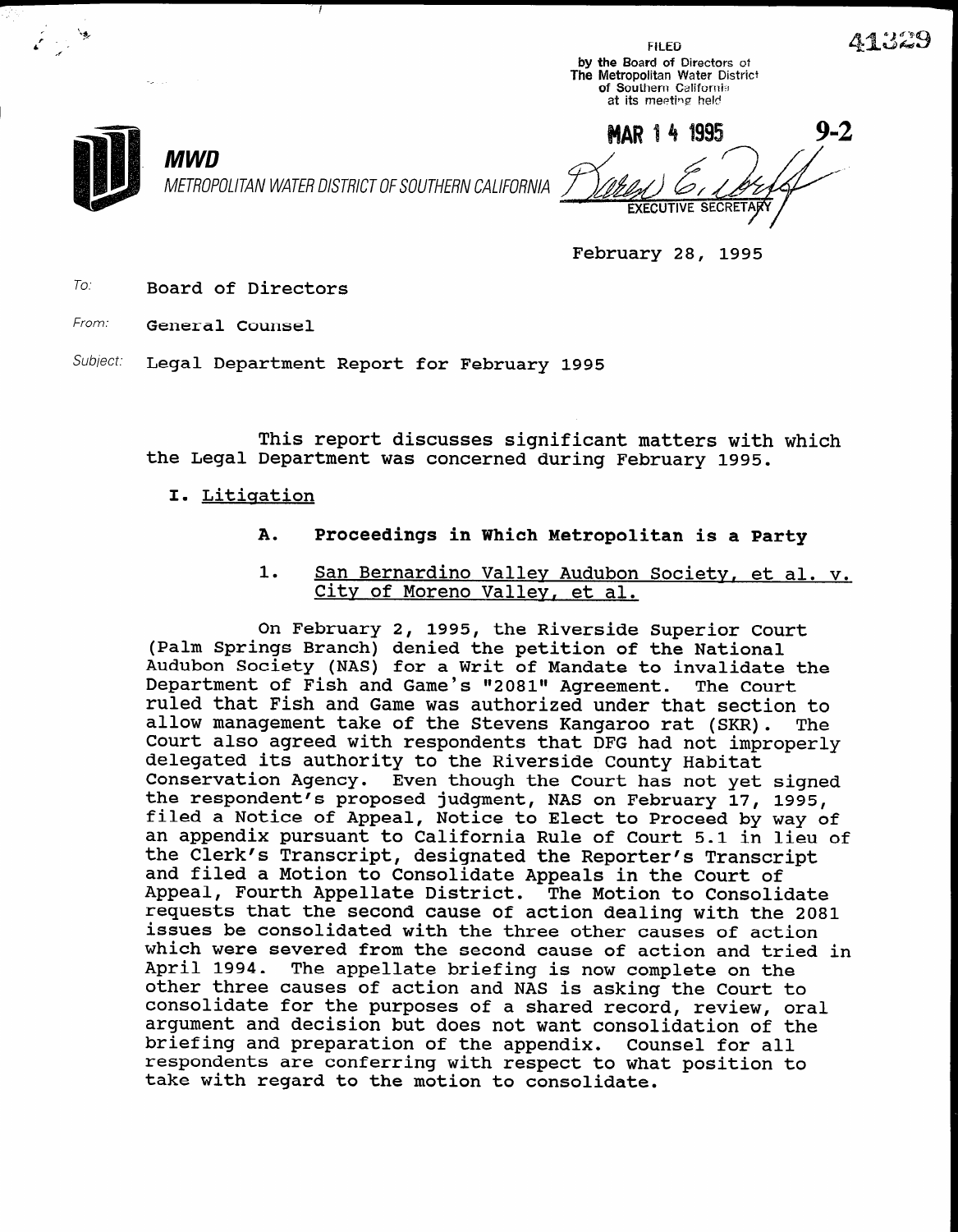41329

FILED
by the Board of Directors of
The Metropolitan Water District
of Southern California
at its meeting held

MAR 14 1995 **9-2**

EXECUTIVE SECRETARY

**MWD**

*METROPOLITAN WATER DISTRICT OF SOUTHERN CALIFORNIA*

February 28, 1995

To: Board of Directors

From: General Counsel

Subject: Legal Department Report for February 1995

This report discusses significant matters with which the Legal Department was concerned during February 1995.

## I. Litigation

### A. Proceedings in Which Metropolitan is a Party

#### 1. San Bernardino Valley Audubon Society, et al. v. City of Moreno Valley, et al.

On February 2, 1995, the Riverside Superior Court (Palm Springs Branch) denied the petition of the National Audubon Society (NAS) for a Writ of Mandate to invalidate the Department of Fish and Game's "2081" Agreement. The Court ruled that Fish and Game was authorized under that section to allow management take of the Stevens Kangaroo rat (SKR). The Court also agreed with respondents that DFG had not improperly delegated its authority to the Riverside County Habitat Conservation Agency. Even though the Court has not yet signed the respondent's proposed judgment, NAS on February 17, 1995, filed a Notice of Appeal, Notice to Elect to Proceed by way of an appendix pursuant to California Rule of Court 5.1 in lieu of the Clerk's Transcript, designated the Reporter's Transcript and filed a Motion to Consolidate Appeals in the Court of Appeal, Fourth Appellate District. The Motion to Consolidate requests that the second cause of action dealing with the 2081 issues be consolidated with the three other causes of action which were severed from the second cause of action and tried in April 1994. The appellate briefing is now complete on the other three causes of action and NAS is asking the Court to consolidate for the purposes of a shared record, review, oral argument and decision but does not want consolidation of the briefing and preparation of the appendix. Counsel for all respondents are conferring with respect to what position to take with regard to the motion to consolidate.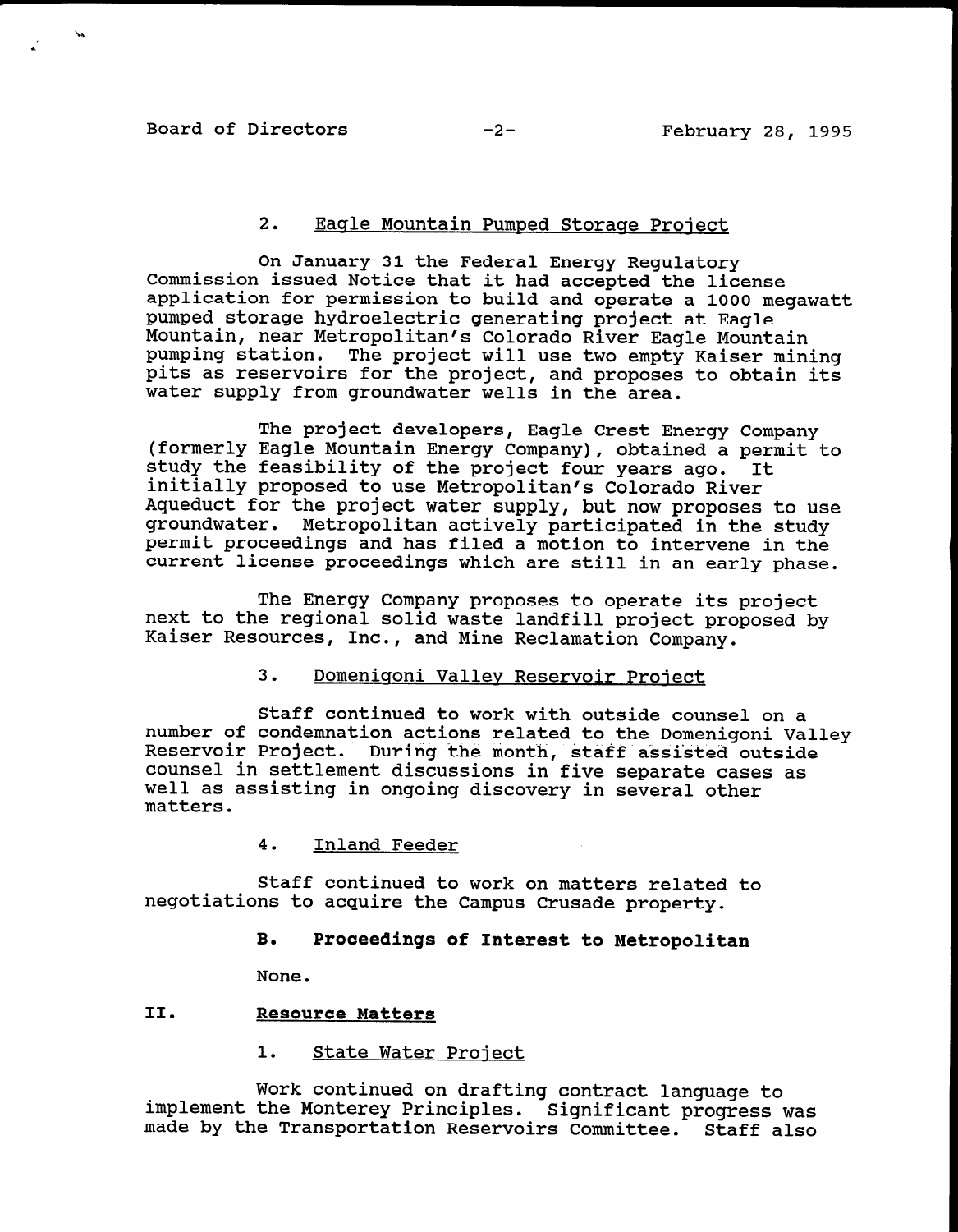2. Eagle Mountain Pumped Storage Project

On January 31 the Federal Energy Regulatory Commission issued Notice that it had accepted the license application for permission to build and operate a 1000 megawatt pumped storage hydroelectric generating project at Eagle Mountain, near Metropolitan's Colorado River Eagle Mountain pumping station. The project will use two empty Kaiser mining pits as reservoirs for the project, and proposes to obtain its water supply from groundwater wells in the area.

The project developers, Eagle Crest Energy Company (formerly Eagle Mountain Energy Company), obtained a permit to study the feasibility of the project four years ago. It initially proposed to use Metropolitan's Colorado River Aqueduct for the project water supply, but now proposes to use groundwater. Metropolitan actively participated in the study permit proceedings and has filed a motion to intervene in the current license proceedings which are still in an early phase.

The Energy Company proposes to operate its project next to the regional solid waste landfill project proposed by Kaiser Resources, Inc., and Mine Reclamation Company.

3. Domenigoni Valley Reservoir Project

Staff continued to work with outside counsel on a number of condemnation actions related to the Domenigoni Valley Reservoir Project. During the month, staff assisted outside counsel in settlement discussions in five separate cases as well as assisting in ongoing discovery in several other matters.

4. Inland Feeder

Staff continued to work on matters related to negotiations to acquire the Campus Crusade property.

**B. Proceedings of Interest to Metropolitan**

None.

## II. Resource Matters

1. State Water Project

Work continued on drafting contract language to implement the Monterey Principles. Significant progress was made by the Transportation Reservoirs Committee. Staff also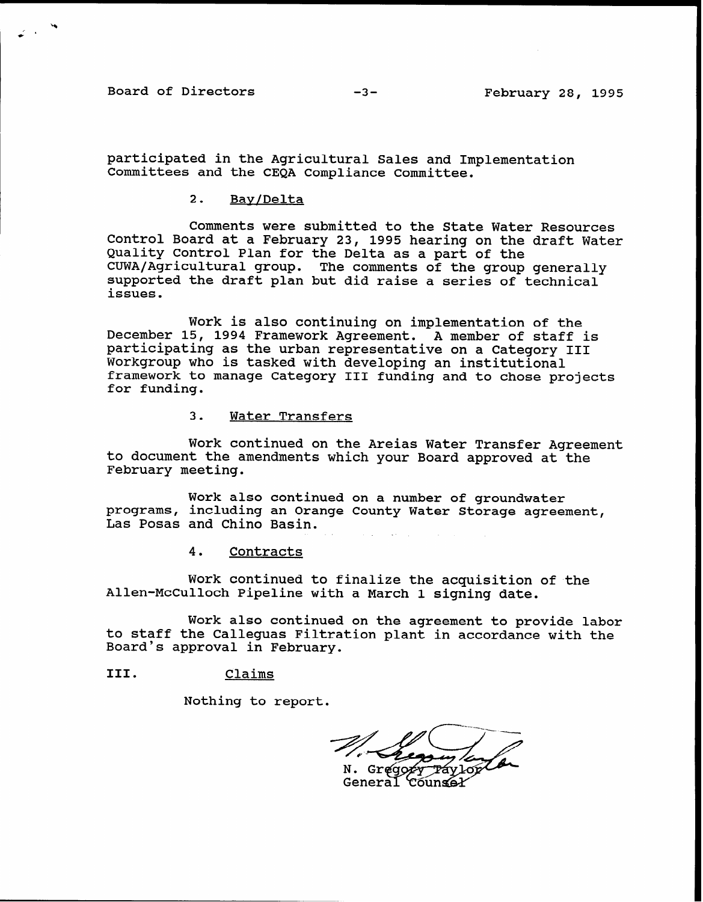participated in the Agricultural Sales and Implementation Committees and the CEQA Compliance Committee.

2. Bay/Delta

Comments were submitted to the State Water Resources Control Board at a February 23, 1995 hearing on the draft Water Quality Control Plan for the Delta as a part of the CUWA/Agricultural group. The comments of the group generally supported the draft plan but did raise a series of technical issues.

Work is also continuing on implementation of the December 15, 1994 Framework Agreement. A member of staff is participating as the urban representative on a Category III Workgroup who is tasked with developing an institutional framework to manage Category III funding and to chose projects for funding.

3. Water Transfers

Work continued on the Areias Water Transfer Agreement to document the amendments which your Board approved at the February meeting.

Work also continued on a number of groundwater programs, including an Orange County Water Storage agreement, Las Posas and Chino Basin.

4. Contracts

Work continued to finalize the acquisition of the Allen-McCulloch Pipeline with a March 1 signing date.

Work also continued on the agreement to provide labor to staff the Calleguas Filtration plant in accordance with the Board's approval in February.

III. Claims

Nothing to report.

N. Gregory Taylor
General Counsel